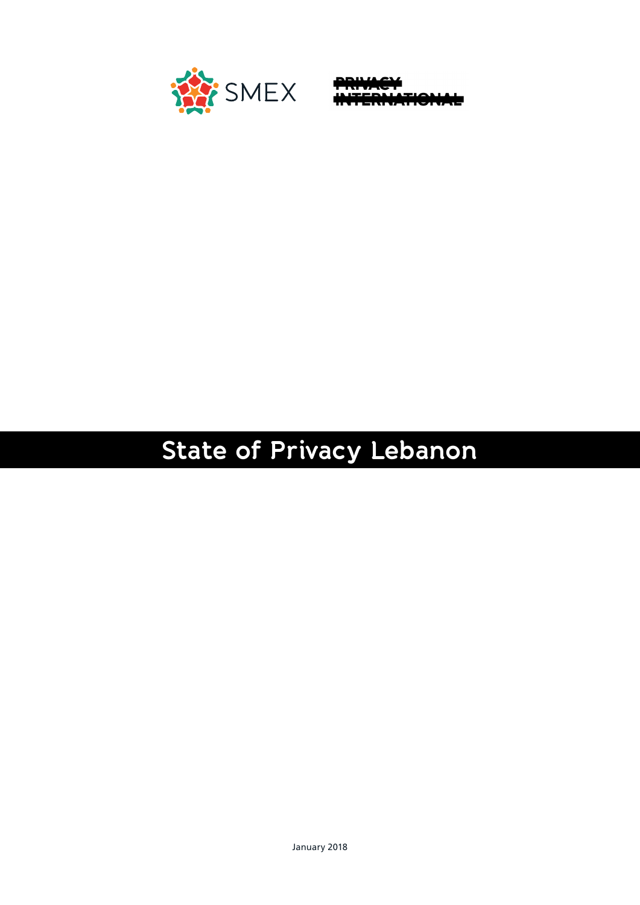SMEX

PRIVACY INTERNATIONAL

# State of Privacy Lebanon

January 2018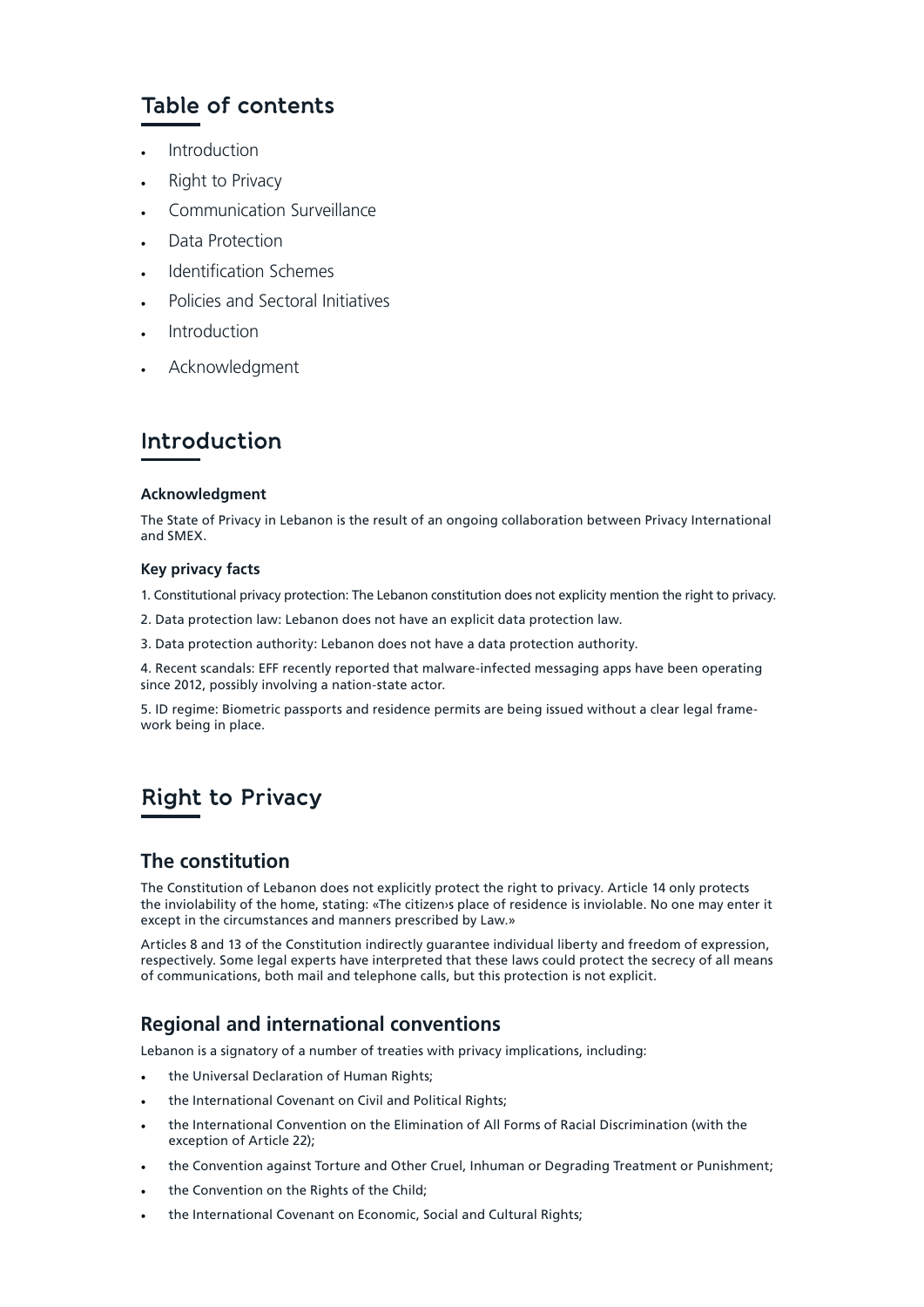## Table of contents

- Introduction
- Right to Privacy
- Communication Surveillance
- Data Protection
- Identification Schemes
- Policies and Sectoral Initiatives
- Introduction
- Acknowledgment

## Introduction

**Acknowledgment**

The State of Privacy in Lebanon is the result of an ongoing collaboration between Privacy International and SMEX.

**Key privacy facts**

1. Constitutional privacy protection: The Lebanon constitution does not explicity mention the right to privacy.

2. Data protection law: Lebanon does not have an explicit data protection law.

3. Data protection authority: Lebanon does not have a data protection authority.

4. Recent scandals: EFF recently reported that malware-infected messaging apps have been operating since 2012, possibly involving a nation-state actor.

5. ID regime: Biometric passports and residence permits are being issued without a clear legal framework being in place.

## Right to Privacy

### The constitution

The Constitution of Lebanon does not explicitly protect the right to privacy. Article 14 only protects the inviolability of the home, stating: «The citizen›s place of residence is inviolable. No one may enter it except in the circumstances and manners prescribed by Law.»

Articles 8 and 13 of the Constitution indirectly guarantee individual liberty and freedom of expression, respectively. Some legal experts have interpreted that these laws could protect the secrecy of all means of communications, both mail and telephone calls, but this protection is not explicit.

### Regional and international conventions

Lebanon is a signatory of a number of treaties with privacy implications, including:

- the Universal Declaration of Human Rights;
- the International Covenant on Civil and Political Rights;
- the International Convention on the Elimination of All Forms of Racial Discrimination (with the exception of Article 22);
- the Convention against Torture and Other Cruel, Inhuman or Degrading Treatment or Punishment;
- the Convention on the Rights of the Child;
- the International Covenant on Economic, Social and Cultural Rights;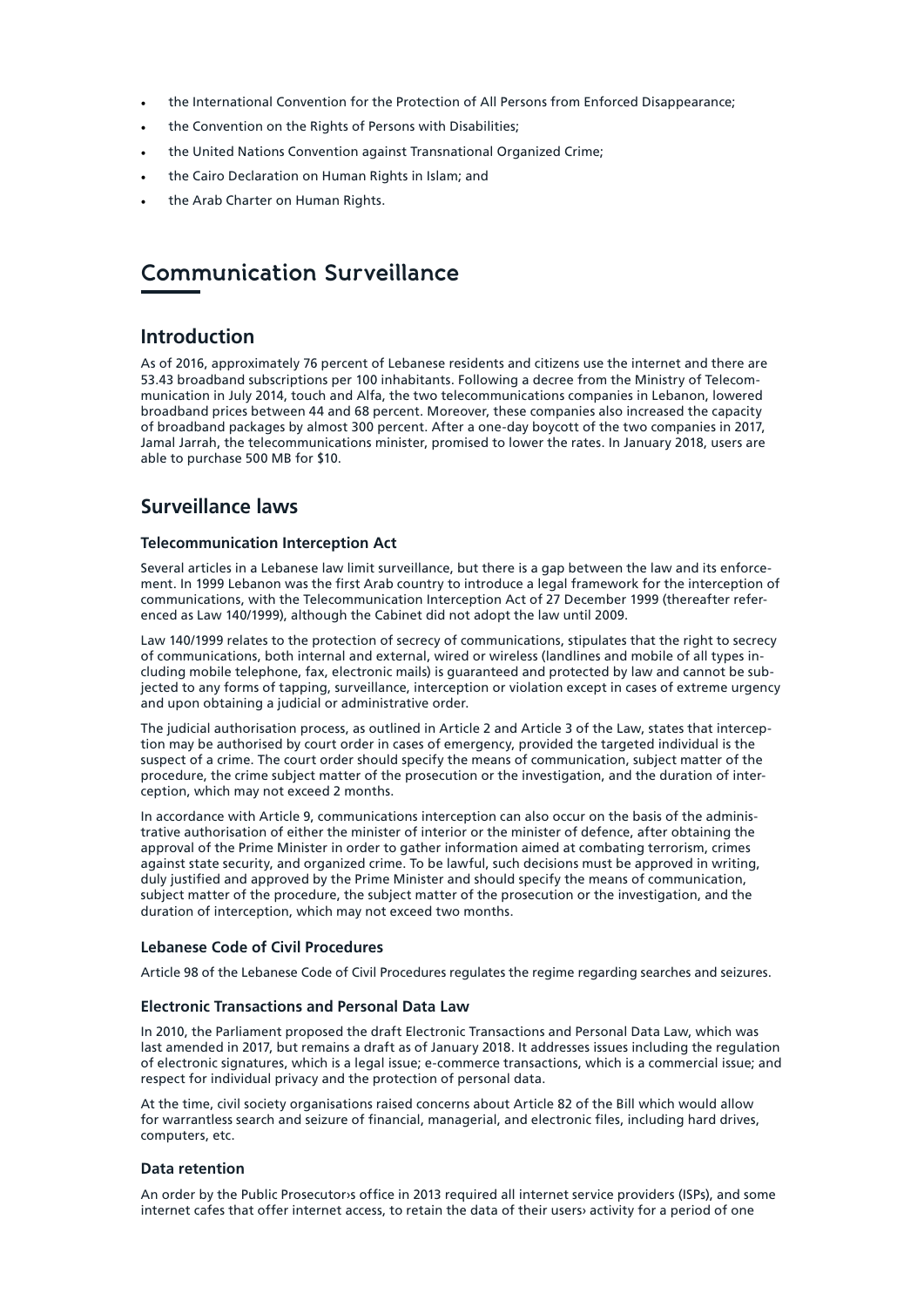- the International Convention for the Protection of All Persons from Enforced Disappearance;
- the Convention on the Rights of Persons with Disabilities;
- the United Nations Convention against Transnational Organized Crime;
- the Cairo Declaration on Human Rights in Islam; and
- the Arab Charter on Human Rights.

# Communication Surveillance

## Introduction

As of 2016, approximately 76 percent of Lebanese residents and citizens use the internet and there are 53.43 broadband subscriptions per 100 inhabitants. Following a decree from the Ministry of Telecommunication in July 2014, touch and Alfa, the two telecommunications companies in Lebanon, lowered broadband prices between 44 and 68 percent. Moreover, these companies also increased the capacity of broadband packages by almost 300 percent. After a one-day boycott of the two companies in 2017, Jamal Jarrah, the telecommunications minister, promised to lower the rates. In January 2018, users are able to purchase 500 MB for $10.

## Surveillance laws

### Telecommunication Interception Act

Several articles in a Lebanese law limit surveillance, but there is a gap between the law and its enforcement. In 1999 Lebanon was the first Arab country to introduce a legal framework for the interception of communications, with the Telecommunication Interception Act of 27 December 1999 (thereafter referenced as Law 140/1999), although the Cabinet did not adopt the law until 2009.

Law 140/1999 relates to the protection of secrecy of communications, stipulates that the right to secrecy of communications, both internal and external, wired or wireless (landlines and mobile of all types including mobile telephone, fax, electronic mails) is guaranteed and protected by law and cannot be subjected to any forms of tapping, surveillance, interception or violation except in cases of extreme urgency and upon obtaining a judicial or administrative order.

The judicial authorisation process, as outlined in Article 2 and Article 3 of the Law, states that interception may be authorised by court order in cases of emergency, provided the targeted individual is the suspect of a crime. The court order should specify the means of communication, subject matter of the procedure, the crime subject matter of the prosecution or the investigation, and the duration of interception, which may not exceed 2 months.

In accordance with Article 9, communications interception can also occur on the basis of the administrative authorisation of either the minister of interior or the minister of defence, after obtaining the approval of the Prime Minister in order to gather information aimed at combating terrorism, crimes against state security, and organized crime. To be lawful, such decisions must be approved in writing, duly justified and approved by the Prime Minister and should specify the means of communication, subject matter of the procedure, the subject matter of the prosecution or the investigation, and the duration of interception, which may not exceed two months.

### Lebanese Code of Civil Procedures

Article 98 of the Lebanese Code of Civil Procedures regulates the regime regarding searches and seizures.

### Electronic Transactions and Personal Data Law

In 2010, the Parliament proposed the draft Electronic Transactions and Personal Data Law, which was last amended in 2017, but remains a draft as of January 2018. It addresses issues including the regulation of electronic signatures, which is a legal issue; e-commerce transactions, which is a commercial issue; and respect for individual privacy and the protection of personal data.

At the time, civil society organisations raised concerns about Article 82 of the Bill which would allow for warrantless search and seizure of financial, managerial, and electronic files, including hard drives, computers, etc.

### Data retention

An order by the Public Prosecutor›s office in 2013 required all internet service providers (ISPs), and some internet cafes that offer internet access, to retain the data of their users› activity for a period of one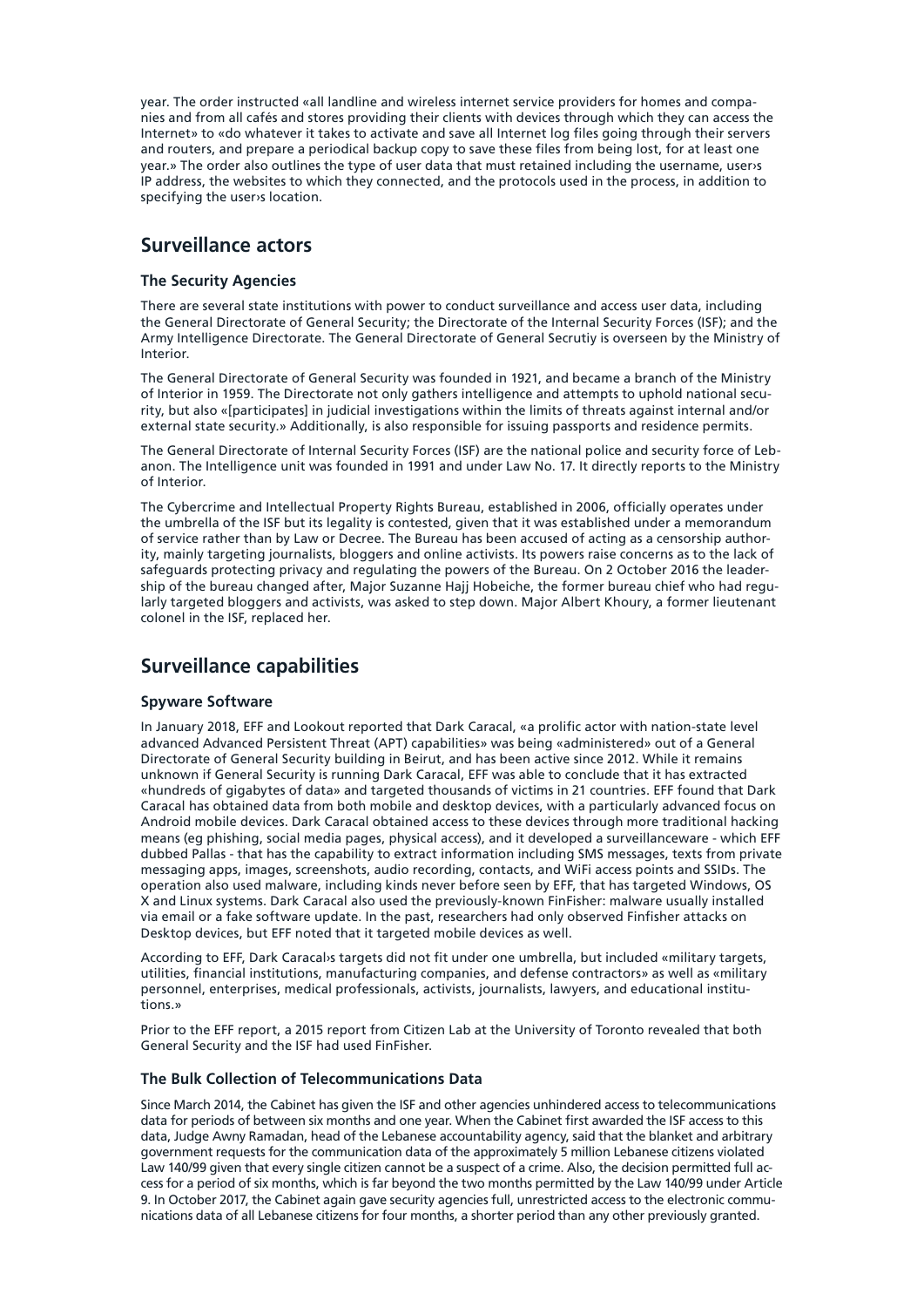year. The order instructed «all landline and wireless internet service providers for homes and companies and from all cafés and stores providing their clients with devices through which they can access the Internet» to «do whatever it takes to activate and save all Internet log files going through their servers and routers, and prepare a periodical backup copy to save these files from being lost, for at least one year.» The order also outlines the type of user data that must retained including the username, user›s IP address, the websites to which they connected, and the protocols used in the process, in addition to specifying the user›s location.

## Surveillance actors

### The Security Agencies

There are several state institutions with power to conduct surveillance and access user data, including the General Directorate of General Security; the Directorate of the Internal Security Forces (ISF); and the Army Intelligence Directorate. The General Directorate of General Secrutiy is overseen by the Ministry of Interior.

The General Directorate of General Security was founded in 1921, and became a branch of the Ministry of Interior in 1959. The Directorate not only gathers intelligence and attempts to uphold national security, but also «[participates] in judicial investigations within the limits of threats against internal and/or external state security.» Additionally, is also responsible for issuing passports and residence permits.

The General Directorate of Internal Security Forces (ISF) are the national police and security force of Lebanon. The Intelligence unit was founded in 1991 and under Law No. 17. It directly reports to the Ministry of Interior.

The Cybercrime and Intellectual Property Rights Bureau, established in 2006, officially operates under the umbrella of the ISF but its legality is contested, given that it was established under a memorandum of service rather than by Law or Decree. The Bureau has been accused of acting as a censorship authority, mainly targeting journalists, bloggers and online activists. Its powers raise concerns as to the lack of safeguards protecting privacy and regulating the powers of the Bureau. On 2 October 2016 the leadership of the bureau changed after, Major Suzanne Hajj Hobeiche, the former bureau chief who had regularly targeted bloggers and activists, was asked to step down. Major Albert Khoury, a former lieutenant colonel in the ISF, replaced her.

## Surveillance capabilities

### Spyware Software

In January 2018, EFF and Lookout reported that Dark Caracal, «a prolific actor with nation-state level advanced Advanced Persistent Threat (APT) capabilities» was being «administered» out of a General Directorate of General Security building in Beirut, and has been active since 2012. While it remains unknown if General Security is running Dark Caracal, EFF was able to conclude that it has extracted «hundreds of gigabytes of data» and targeted thousands of victims in 21 countries. EFF found that Dark Caracal has obtained data from both mobile and desktop devices, with a particularly advanced focus on Android mobile devices. Dark Caracal obtained access to these devices through more traditional hacking means (eg phishing, social media pages, physical access), and it developed a surveillanceware - which EFF dubbed Pallas - that has the capability to extract information including SMS messages, texts from private messaging apps, images, screenshots, audio recording, contacts, and WiFi access points and SSIDs. The operation also used malware, including kinds never before seen by EFF, that has targeted Windows, OS X and Linux systems. Dark Caracal also used the previously-known FinFisher: malware usually installed via email or a fake software update. In the past, researchers had only observed Finfisher attacks on Desktop devices, but EFF noted that it targeted mobile devices as well.

According to EFF, Dark Caracal›s targets did not fit under one umbrella, but included «military targets, utilities, financial institutions, manufacturing companies, and defense contractors» as well as «military personnel, enterprises, medical professionals, activists, journalists, lawyers, and educational institutions.»

Prior to the EFF report, a 2015 report from Citizen Lab at the University of Toronto revealed that both General Security and the ISF had used FinFisher.

### The Bulk Collection of Telecommunications Data

Since March 2014, the Cabinet has given the ISF and other agencies unhindered access to telecommunications data for periods of between six months and one year. When the Cabinet first awarded the ISF access to this data, Judge Awny Ramadan, head of the Lebanese accountability agency, said that the blanket and arbitrary government requests for the communication data of the approximately 5 million Lebanese citizens violated Law 140/99 given that every single citizen cannot be a suspect of a crime. Also, the decision permitted full access for a period of six months, which is far beyond the two months permitted by the Law 140/99 under Article 9. In October 2017, the Cabinet again gave security agencies full, unrestricted access to the electronic communications data of all Lebanese citizens for four months, a shorter period than any other previously granted.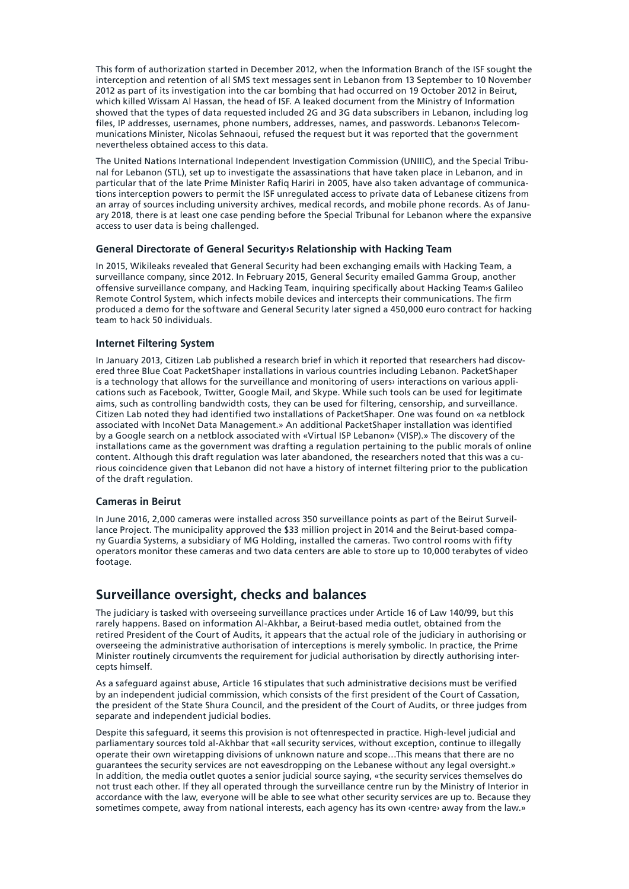This form of authorization started in December 2012, when the Information Branch of the ISF sought the interception and retention of all SMS text messages sent in Lebanon from 13 September to 10 November 2012 as part of its investigation into the car bombing that had occurred on 19 October 2012 in Beirut, which killed Wissam Al Hassan, the head of ISF. A leaked document from the Ministry of Information showed that the types of data requested included 2G and 3G data subscribers in Lebanon, including log files, IP addresses, usernames, phone numbers, addresses, names, and passwords. Lebanon›s Telecommunications Minister, Nicolas Sehnaoui, refused the request but it was reported that the government nevertheless obtained access to this data.

The United Nations International Independent Investigation Commission (UNIIIC), and the Special Tribunal for Lebanon (STL), set up to investigate the assassinations that have taken place in Lebanon, and in particular that of the late Prime Minister Rafiq Hariri in 2005, have also taken advantage of communications interception powers to permit the ISF unregulated access to private data of Lebanese citizens from an array of sources including university archives, medical records, and mobile phone records. As of January 2018, there is at least one case pending before the Special Tribunal for Lebanon where the expansive access to user data is being challenged.

### General Directorate of General Security›s Relationship with Hacking Team

In 2015, Wikileaks revealed that General Security had been exchanging emails with Hacking Team, a surveillance company, since 2012. In February 2015, General Security emailed Gamma Group, another offensive surveillance company, and Hacking Team, inquiring specifically about Hacking Team›s Galileo Remote Control System, which infects mobile devices and intercepts their communications. The firm produced a demo for the software and General Security later signed a 450,000 euro contract for hacking team to hack 50 individuals.

### Internet Filtering System

In January 2013, Citizen Lab published a research brief in which it reported that researchers had discovered three Blue Coat PacketShaper installations in various countries including Lebanon. PacketShaper is a technology that allows for the surveillance and monitoring of users› interactions on various applications such as Facebook, Twitter, Google Mail, and Skype. While such tools can be used for legitimate aims, such as controlling bandwidth costs, they can be used for filtering, censorship, and surveillance. Citizen Lab noted they had identified two installations of PacketShaper. One was found on «a netblock associated with IncoNet Data Management.» An additional PacketShaper installation was identified by a Google search on a netblock associated with «Virtual ISP Lebanon» (VISP).» The discovery of the installations came as the government was drafting a regulation pertaining to the public morals of online content. Although this draft regulation was later abandoned, the researchers noted that this was a curious coincidence given that Lebanon did not have a history of internet filtering prior to the publication of the draft regulation.

### Cameras in Beirut

In June 2016, 2,000 cameras were installed across 350 surveillance points as part of the Beirut Surveillance Project. The municipality approved the $33 million project in 2014 and the Beirut-based company Guardia Systems, a subsidiary of MG Holding, installed the cameras. Two control rooms with fifty operators monitor these cameras and two data centers are able to store up to 10,000 terabytes of video footage.

## Surveillance oversight, checks and balances

The judiciary is tasked with overseeing surveillance practices under Article 16 of Law 140/99, but this rarely happens. Based on information Al-Akhbar, a Beirut-based media outlet, obtained from the retired President of the Court of Audits, it appears that the actual role of the judiciary in authorising or overseeing the administrative authorisation of interceptions is merely symbolic. In practice, the Prime Minister routinely circumvents the requirement for judicial authorisation by directly authorising intercepts himself.

As a safeguard against abuse, Article 16 stipulates that such administrative decisions must be verified by an independent judicial commission, which consists of the first president of the Court of Cassation, the president of the State Shura Council, and the president of the Court of Audits, or three judges from separate and independent judicial bodies.

Despite this safeguard, it seems this provision is not oftenrespected in practice. High-level judicial and parliamentary sources told al-Akhbar that «all security services, without exception, continue to illegally operate their own wiretapping divisions of unknown nature and scope…This means that there are no guarantees the security services are not eavesdropping on the Lebanese without any legal oversight.» In addition, the media outlet quotes a senior judicial source saying, «the security services themselves do not trust each other. If they all operated through the surveillance centre run by the Ministry of Interior in accordance with the law, everyone will be able to see what other security services are up to. Because they sometimes compete, away from national interests, each agency has its own ‹centre› away from the law.»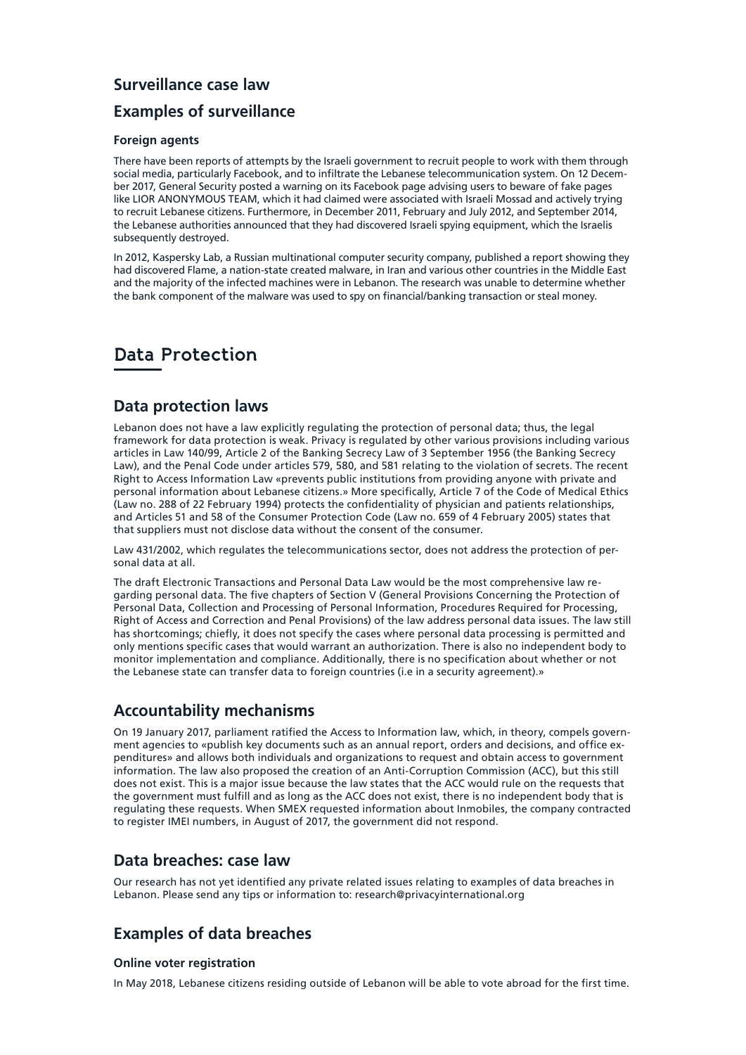## Surveillance case law

## Examples of surveillance

### Foreign agents

There have been reports of attempts by the Israeli government to recruit people to work with them through social media, particularly Facebook, and to infiltrate the Lebanese telecommunication system. On 12 December 2017, General Security posted a warning on its Facebook page advising users to beware of fake pages like LIOR ANONYMOUS TEAM, which it had claimed were associated with Israeli Mossad and actively trying to recruit Lebanese citizens. Furthermore, in December 2011, February and July 2012, and September 2014, the Lebanese authorities announced that they had discovered Israeli spying equipment, which the Israelis subsequently destroyed.

In 2012, Kaspersky Lab, a Russian multinational computer security company, published a report showing they had discovered Flame, a nation-state created malware, in Iran and various other countries in the Middle East and the majority of the infected machines were in Lebanon. The research was unable to determine whether the bank component of the malware was used to spy on financial/banking transaction or steal money.

# Data Protection

## Data protection laws

Lebanon does not have a law explicitly regulating the protection of personal data; thus, the legal framework for data protection is weak. Privacy is regulated by other various provisions including various articles in Law 140/99, Article 2 of the Banking Secrecy Law of 3 September 1956 (the Banking Secrecy Law), and the Penal Code under articles 579, 580, and 581 relating to the violation of secrets. The recent Right to Access Information Law «prevents public institutions from providing anyone with private and personal information about Lebanese citizens.» More specifically, Article 7 of the Code of Medical Ethics (Law no. 288 of 22 February 1994) protects the confidentiality of physician and patients relationships, and Articles 51 and 58 of the Consumer Protection Code (Law no. 659 of 4 February 2005) states that that suppliers must not disclose data without the consent of the consumer.

Law 431/2002, which regulates the telecommunications sector, does not address the protection of personal data at all.

The draft Electronic Transactions and Personal Data Law would be the most comprehensive law regarding personal data. The five chapters of Section V (General Provisions Concerning the Protection of Personal Data, Collection and Processing of Personal Information, Procedures Required for Processing, Right of Access and Correction and Penal Provisions) of the law address personal data issues. The law still has shortcomings; chiefly, it does not specify the cases where personal data processing is permitted and only mentions specific cases that would warrant an authorization. There is also no independent body to monitor implementation and compliance. Additionally, there is no specification about whether or not the Lebanese state can transfer data to foreign countries (i.e in a security agreement).»

## Accountability mechanisms

On 19 January 2017, parliament ratified the Access to Information law, which, in theory, compels government agencies to «publish key documents such as an annual report, orders and decisions, and office expenditures» and allows both individuals and organizations to request and obtain access to government information. The law also proposed the creation of an Anti-Corruption Commission (ACC), but this still does not exist. This is a major issue because the law states that the ACC would rule on the requests that the government must fulfill and as long as the ACC does not exist, there is no independent body that is regulating these requests. When SMEX requested information about Inmobiles, the company contracted to register IMEI numbers, in August of 2017, the government did not respond.

## Data breaches: case law

Our research has not yet identified any private related issues relating to examples of data breaches in Lebanon. Please send any tips or information to: research@privacyinternational.org

## Examples of data breaches

### Online voter registration

In May 2018, Lebanese citizens residing outside of Lebanon will be able to vote abroad for the first time.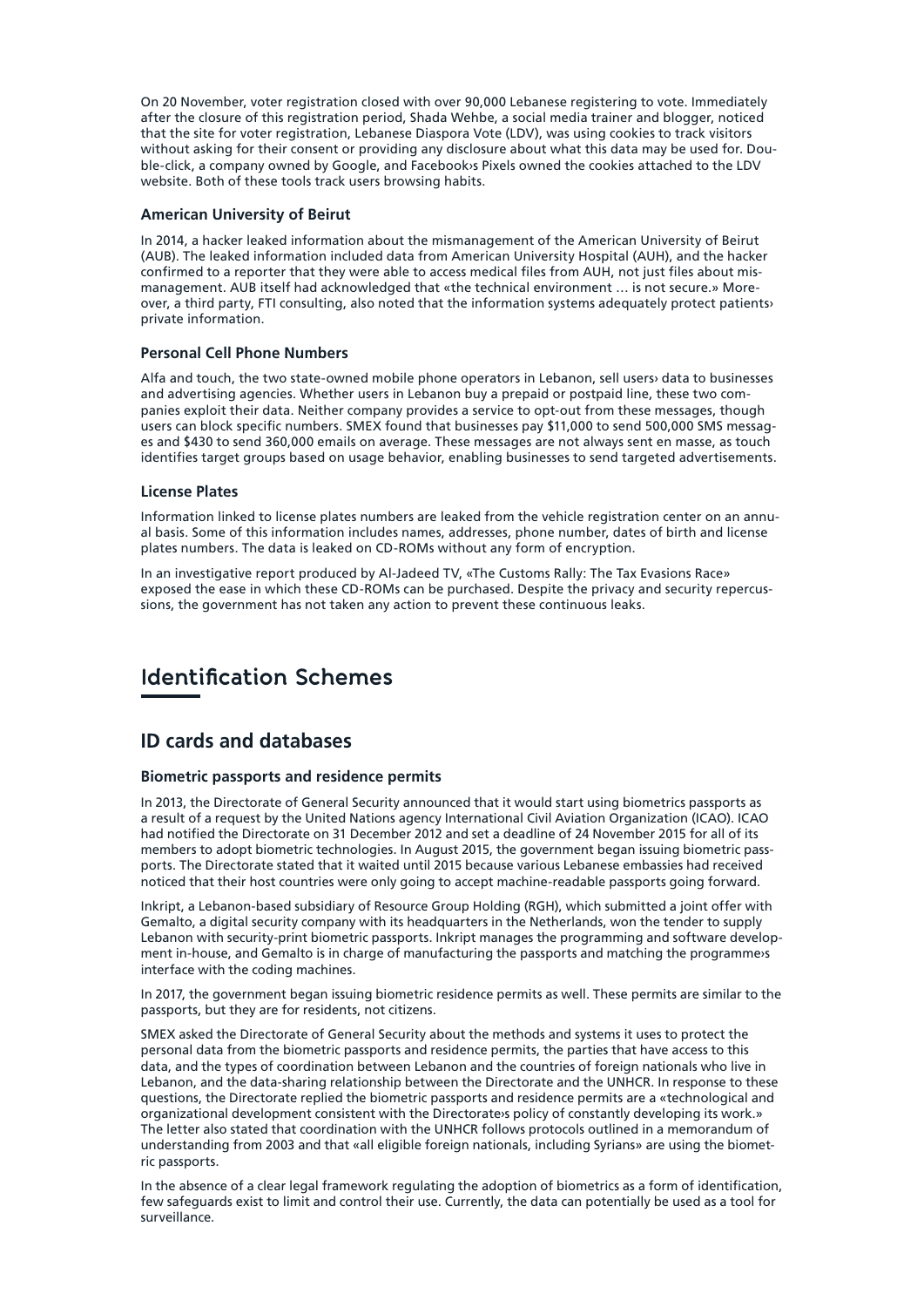On 20 November, voter registration closed with over 90,000 Lebanese registering to vote. Immediately after the closure of this registration period, Shada Wehbe, a social media trainer and blogger, noticed that the site for voter registration, Lebanese Diaspora Vote (LDV), was using cookies to track visitors without asking for their consent or providing any disclosure about what this data may be used for. Double-click, a company owned by Google, and Facebook›s Pixels owned the cookies attached to the LDV website. Both of these tools track users browsing habits.

### American University of Beirut

In 2014, a hacker leaked information about the mismanagement of the American University of Beirut (AUB). The leaked information included data from American University Hospital (AUH), and the hacker confirmed to a reporter that they were able to access medical files from AUH, not just files about mismanagement. AUB itself had acknowledged that «the technical environment … is not secure.» Moreover, a third party, FTI consulting, also noted that the information systems adequately protect patients› private information.

### Personal Cell Phone Numbers

Alfa and touch, the two state-owned mobile phone operators in Lebanon, sell users› data to businesses and advertising agencies. Whether users in Lebanon buy a prepaid or postpaid line, these two companies exploit their data. Neither company provides a service to opt-out from these messages, though users can block specific numbers. SMEX found that businesses pay $11,000 to send 500,000 SMS messages and $430 to send 360,000 emails on average. These messages are not always sent en masse, as touch identifies target groups based on usage behavior, enabling businesses to send targeted advertisements.

### License Plates

Information linked to license plates numbers are leaked from the vehicle registration center on an annual basis. Some of this information includes names, addresses, phone number, dates of birth and license plates numbers. The data is leaked on CD-ROMs without any form of encryption.

In an investigative report produced by Al-Jadeed TV, «The Customs Rally: The Tax Evasions Race» exposed the ease in which these CD-ROMs can be purchased. Despite the privacy and security repercussions, the government has not taken any action to prevent these continuous leaks.

# Identification Schemes

## ID cards and databases

### Biometric passports and residence permits

In 2013, the Directorate of General Security announced that it would start using biometrics passports as a result of a request by the United Nations agency International Civil Aviation Organization (ICAO). ICAO had notified the Directorate on 31 December 2012 and set a deadline of 24 November 2015 for all of its members to adopt biometric technologies. In August 2015, the government began issuing biometric passports. The Directorate stated that it waited until 2015 because various Lebanese embassies had received noticed that their host countries were only going to accept machine-readable passports going forward.

Inkript, a Lebanon-based subsidiary of Resource Group Holding (RGH), which submitted a joint offer with Gemalto, a digital security company with its headquarters in the Netherlands, won the tender to supply Lebanon with security-print biometric passports. Inkript manages the programming and software development in-house, and Gemalto is in charge of manufacturing the passports and matching the programme›s interface with the coding machines.

In 2017, the government began issuing biometric residence permits as well. These permits are similar to the passports, but they are for residents, not citizens.

SMEX asked the Directorate of General Security about the methods and systems it uses to protect the personal data from the biometric passports and residence permits, the parties that have access to this data, and the types of coordination between Lebanon and the countries of foreign nationals who live in Lebanon, and the data-sharing relationship between the Directorate and the UNHCR. In response to these questions, the Directorate replied the biometric passports and residence permits are a «technological and organizational development consistent with the Directorate›s policy of constantly developing its work.» The letter also stated that coordination with the UNHCR follows protocols outlined in a memorandum of understanding from 2003 and that «all eligible foreign nationals, including Syrians» are using the biometric passports.

In the absence of a clear legal framework regulating the adoption of biometrics as a form of identification, few safeguards exist to limit and control their use. Currently, the data can potentially be used as a tool for surveillance.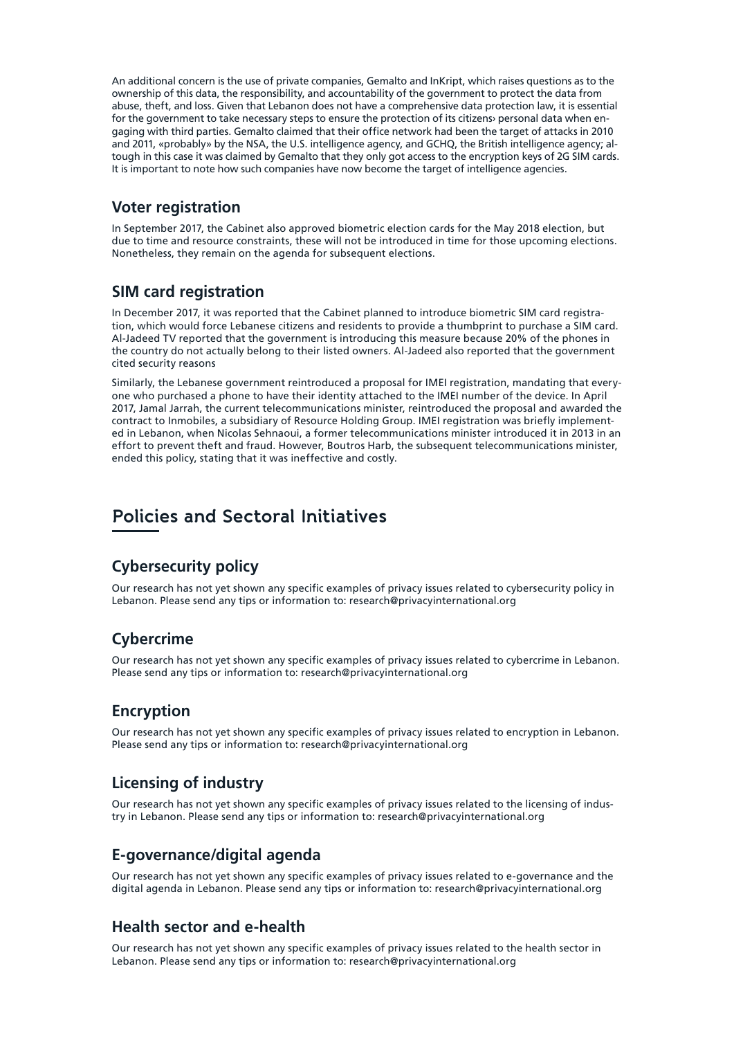An additional concern is the use of private companies, Gemalto and InKript, which raises questions as to the ownership of this data, the responsibility, and accountability of the government to protect the data from abuse, theft, and loss. Given that Lebanon does not have a comprehensive data protection law, it is essential for the government to take necessary steps to ensure the protection of its citizens› personal data when engaging with third parties. Gemalto claimed that their office network had been the target of attacks in 2010 and 2011, «probably» by the NSA, the U.S. intelligence agency, and GCHQ, the British intelligence agency; altough in this case it was claimed by Gemalto that they only got access to the encryption keys of 2G SIM cards. It is important to note how such companies have now become the target of intelligence agencies.

### Voter registration

In September 2017, the Cabinet also approved biometric election cards for the May 2018 election, but due to time and resource constraints, these will not be introduced in time for those upcoming elections. Nonetheless, they remain on the agenda for subsequent elections.

### SIM card registration

In December 2017, it was reported that the Cabinet planned to introduce biometric SIM card registration, which would force Lebanese citizens and residents to provide a thumbprint to purchase a SIM card. Al-Jadeed TV reported that the government is introducing this measure because 20% of the phones in the country do not actually belong to their listed owners. Al-Jadeed also reported that the government cited security reasons

Similarly, the Lebanese government reintroduced a proposal for IMEI registration, mandating that everyone who purchased a phone to have their identity attached to the IMEI number of the device. In April 2017, Jamal Jarrah, the current telecommunications minister, reintroduced the proposal and awarded the contract to Inmobiles, a subsidiary of Resource Holding Group. IMEI registration was briefly implemented in Lebanon, when Nicolas Sehnaoui, a former telecommunications minister introduced it in 2013 in an effort to prevent theft and fraud. However, Boutros Harb, the subsequent telecommunications minister, ended this policy, stating that it was ineffective and costly.

## Policies and Sectoral Initiatives

### Cybersecurity policy

Our research has not yet shown any specific examples of privacy issues related to cybersecurity policy in Lebanon. Please send any tips or information to: research@privacyinternational.org

### Cybercrime

Our research has not yet shown any specific examples of privacy issues related to cybercrime in Lebanon. Please send any tips or information to: research@privacyinternational.org

### Encryption

Our research has not yet shown any specific examples of privacy issues related to encryption in Lebanon. Please send any tips or information to: research@privacyinternational.org

### Licensing of industry

Our research has not yet shown any specific examples of privacy issues related to the licensing of industry in Lebanon. Please send any tips or information to: research@privacyinternational.org

### E-governance/digital agenda

Our research has not yet shown any specific examples of privacy issues related to e-governance and the digital agenda in Lebanon. Please send any tips or information to: research@privacyinternational.org

### Health sector and e-health

Our research has not yet shown any specific examples of privacy issues related to the health sector in Lebanon. Please send any tips or information to: research@privacyinternational.org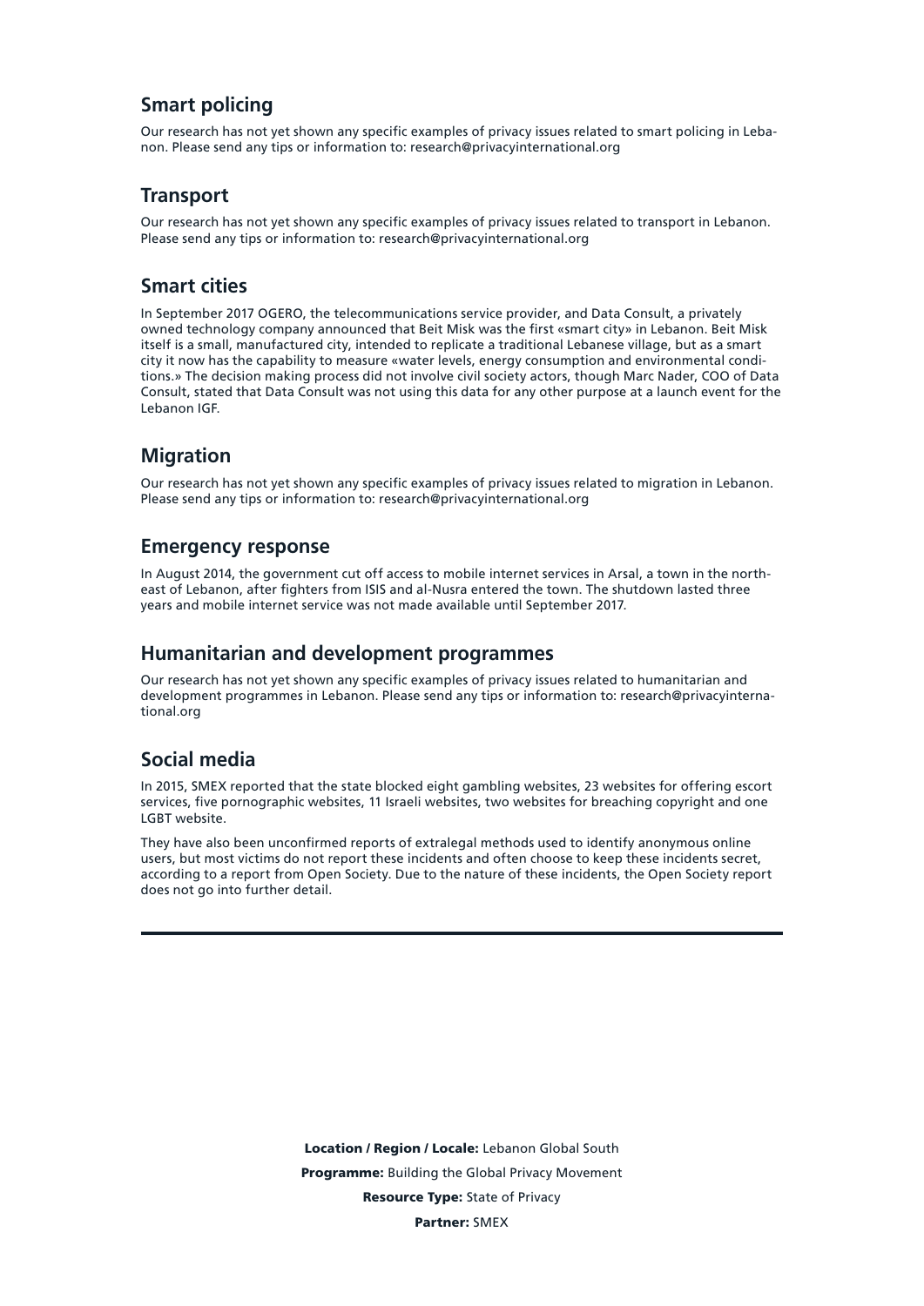## Smart policing

Our research has not yet shown any specific examples of privacy issues related to smart policing in Lebanon. Please send any tips or information to: research@privacyinternational.org

## Transport

Our research has not yet shown any specific examples of privacy issues related to transport in Lebanon. Please send any tips or information to: research@privacyinternational.org

## Smart cities

In September 2017 OGERO, the telecommunications service provider, and Data Consult, a privately owned technology company announced that Beit Misk was the first «smart city» in Lebanon. Beit Misk itself is a small, manufactured city, intended to replicate a traditional Lebanese village, but as a smart city it now has the capability to measure «water levels, energy consumption and environmental conditions.» The decision making process did not involve civil society actors, though Marc Nader, COO of Data Consult, stated that Data Consult was not using this data for any other purpose at a launch event for the Lebanon IGF.

## Migration

Our research has not yet shown any specific examples of privacy issues related to migration in Lebanon. Please send any tips or information to: research@privacyinternational.org

## Emergency response

In August 2014, the government cut off access to mobile internet services in Arsal, a town in the northeast of Lebanon, after fighters from ISIS and al-Nusra entered the town. The shutdown lasted three years and mobile internet service was not made available until September 2017.

## Humanitarian and development programmes

Our research has not yet shown any specific examples of privacy issues related to humanitarian and development programmes in Lebanon. Please send any tips or information to: research@privacyinternational.org

## Social media

In 2015, SMEX reported that the state blocked eight gambling websites, 23 websites for offering escort services, five pornographic websites, 11 Israeli websites, two websites for breaching copyright and one LGBT website.

They have also been unconfirmed reports of extralegal methods used to identify anonymous online users, but most victims do not report these incidents and often choose to keep these incidents secret, according to a report from Open Society. Due to the nature of these incidents, the Open Society report does not go into further detail.

---

**Location / Region / Locale:** Lebanon Global South

**Programme:** Building the Global Privacy Movement

**Resource Type:** State of Privacy

**Partner:** SMEX